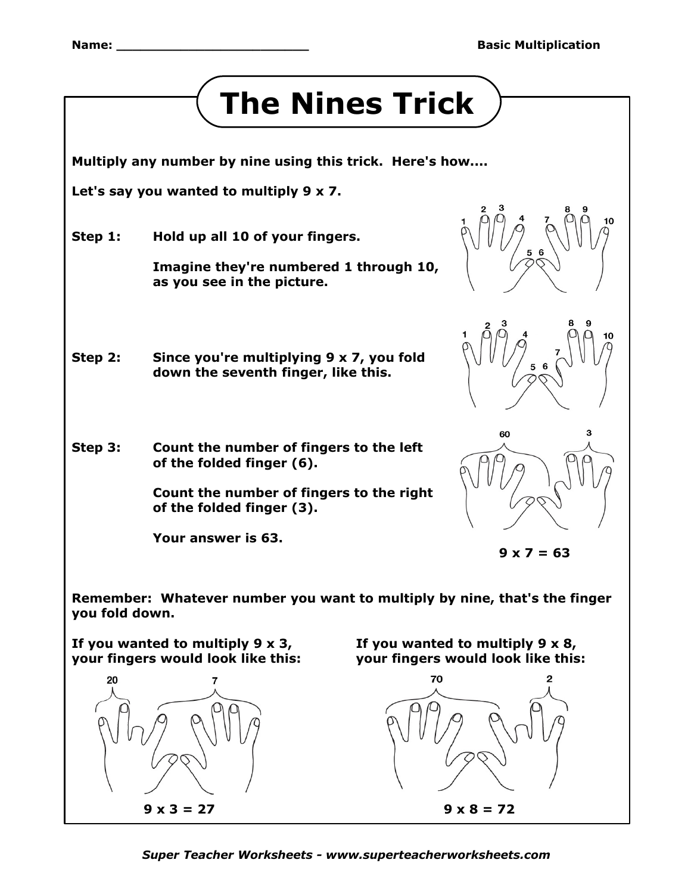Name: ________________________ **Basic Multiplication**

# The Nines Trick

**Multiply any number by nine using this trick. Here's how....**

**Let's say you wanted to multiply 9 x 7.**

**Step 1:** **Hold up all 10 of your fingers.**

**Imagine they're numbered 1 through 10, as you see in the picture.**

1 2 3 4 5 6 7 8 9 10

**Step 2:** **Since you're multiplying 9 x 7, you fold down the seventh finger, like this.**

1 2 3 4 5 6 7 8 9 10

**Step 3:** **Count the number of fingers to the left of the folded finger (6).**

**Count the number of fingers to the right of the folded finger (3).**

**Your answer is 63.**

60 3

**9 x 7 = 63**

**Remember: Whatever number you want to multiply by nine, that's the finger you fold down.**

**If you wanted to multiply 9 x 3, your fingers would look like this:**

20 7

**9 x 3 = 27**

**If you wanted to multiply 9 x 8, your fingers would look like this:**

70 2

**9 x 8 = 72**

*Super Teacher Worksheets - www.superteacherworksheets.com*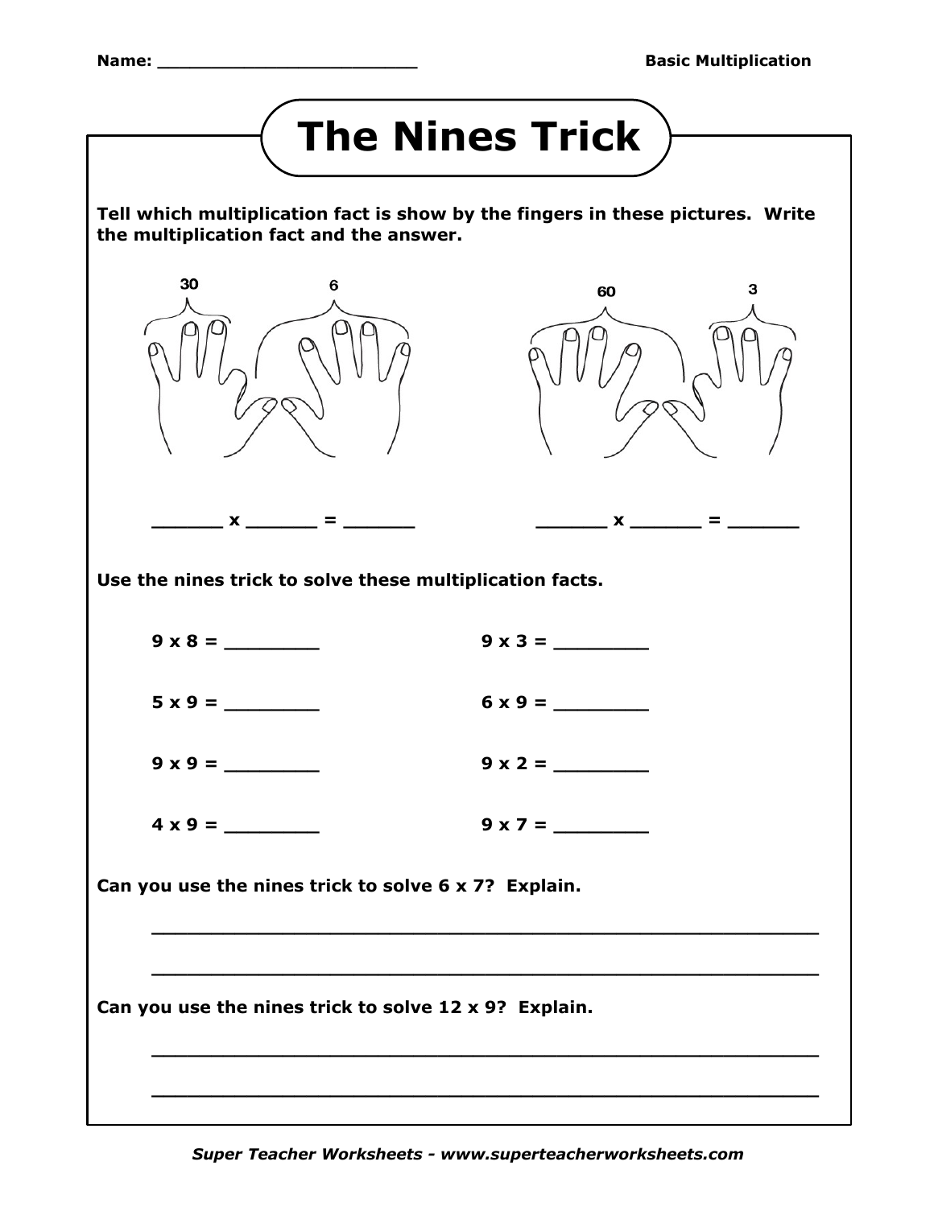Name: ________________________

Basic Multiplication

# The Nines Trick

**Tell which multiplication fact is show by the fingers in these pictures. Write the multiplication fact and the answer.**

30 6

60 3

______ x ______ = ______ ______ x ______ = ______

**Use the nines trick to solve these multiplication facts.**

**9 x 8 = ________** **9 x 3 = ________**

**5 x 9 = ________** **6 x 9 = ________**

**9 x 9 = ________** **9 x 2 = ________**

**4 x 9 = ________** **9 x 7 = ________**

**Can you use the nines trick to solve 6 x 7? Explain.**

___________________________________________________________

___________________________________________________________

**Can you use the nines trick to solve 12 x 9? Explain.**

___________________________________________________________

___________________________________________________________

*Super Teacher Worksheets - www.superteacherworksheets.com*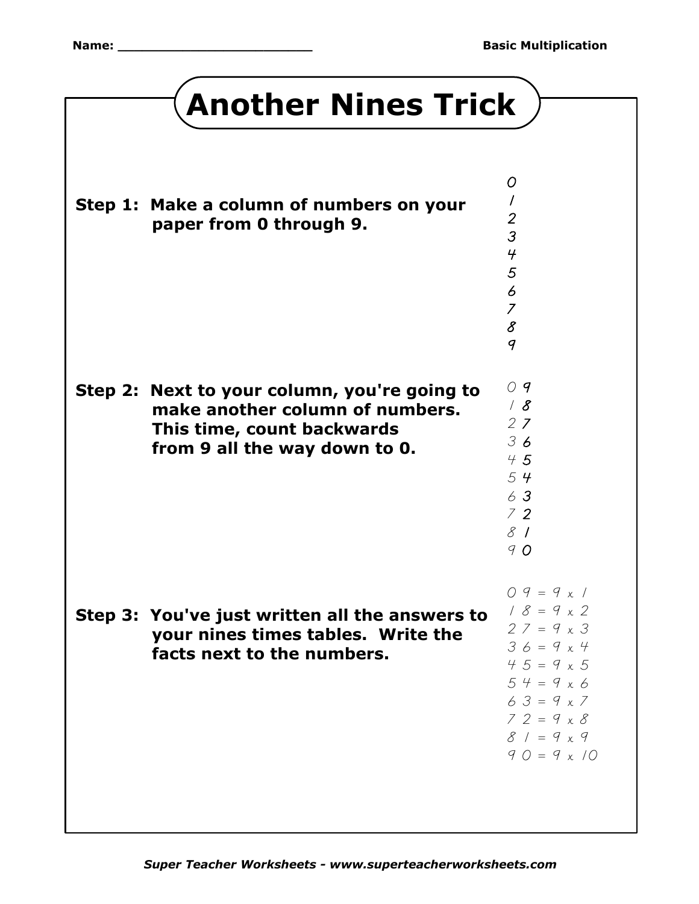Name: ________________________ **Basic Multiplication**

# Another Nines Trick

**Step 1: Make a column of numbers on your paper from 0 through 9.**

0
1
2
3
4
5
6
7
8
9

**Step 2: Next to your column, you're going to make another column of numbers. This time, count backwards from 9 all the way down to 0.**

0 9
1 8
2 7
3 6
4 5
5 4
6 3
7 2
8 1
9 0

**Step 3: You've just written all the answers to your nines times tables. Write the facts next to the numbers.**

0 9 = 9 x 1
1 8 = 9 x 2
2 7 = 9 x 3
3 6 = 9 x 4
4 5 = 9 x 5
5 4 = 9 x 6
6 3 = 9 x 7
7 2 = 9 x 8
8 1 = 9 x 9
9 0 = 9 x 10

*Super Teacher Worksheets - www.superteacherworksheets.com*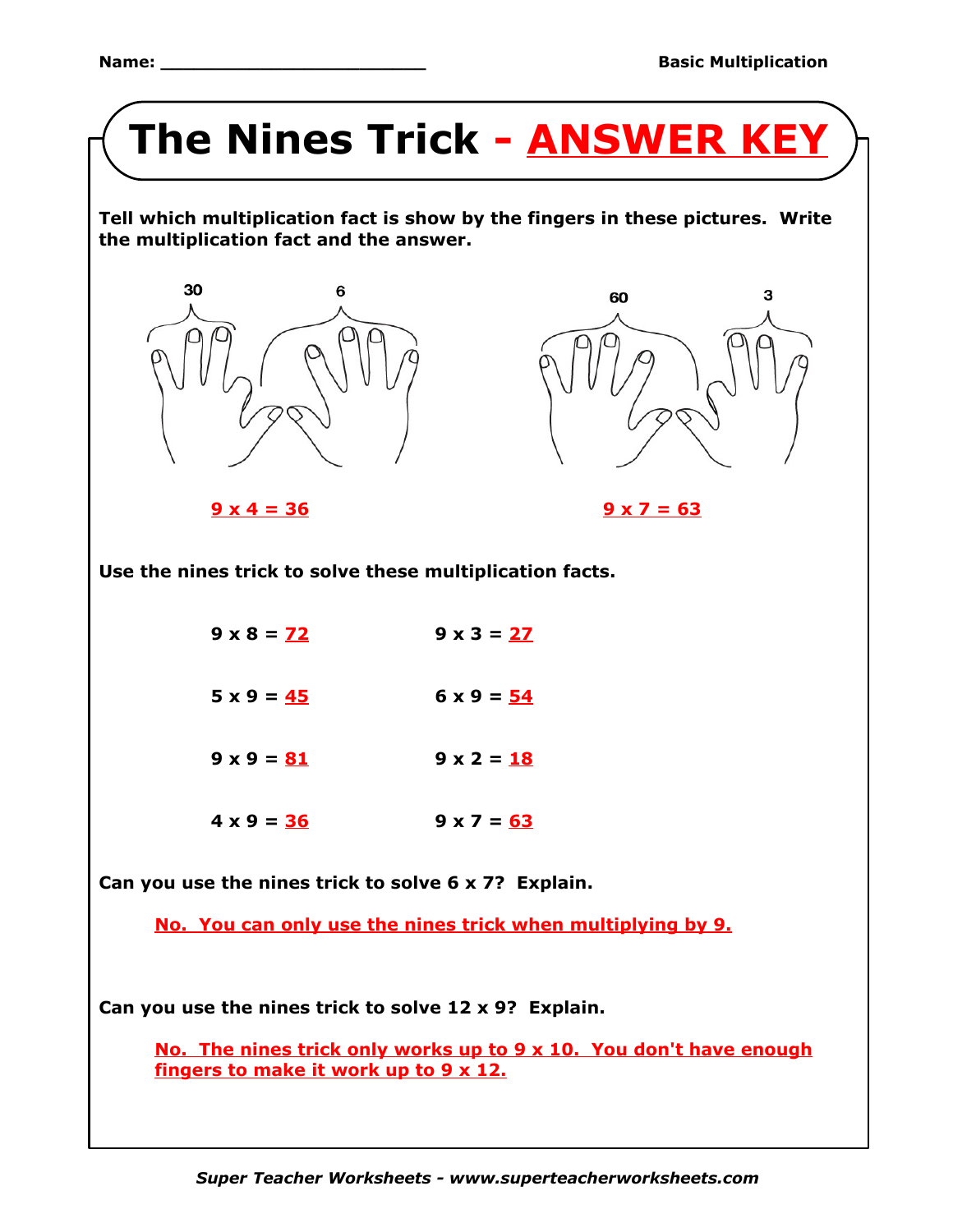Name: ________________________ **Basic Multiplication**

# The Nines Trick - ANSWER KEY

**Tell which multiplication fact is show by the fingers in these pictures. Write the multiplication fact and the answer.**

30 6

60 3

9 x 4 = 36

9 x 7 = 63

**Use the nines trick to solve these multiplication facts.**

| | |
|---|---|
| 9 x 8 = 72 | 9 x 3 = 27 |
| 5 x 9 = 45 | 6 x 9 = 54 |
| 9 x 9 = 81 | 9 x 2 = 18 |
| 4 x 9 = 36 | 9 x 7 = 63 |

**Can you use the nines trick to solve 6 x 7? Explain.**

No. You can only use the nines trick when multiplying by 9.

**Can you use the nines trick to solve 12 x 9? Explain.**

No. The nines trick only works up to 9 x 10. You don't have enough fingers to make it work up to 9 x 12.

*Super Teacher Worksheets - www.superteacherworksheets.com*